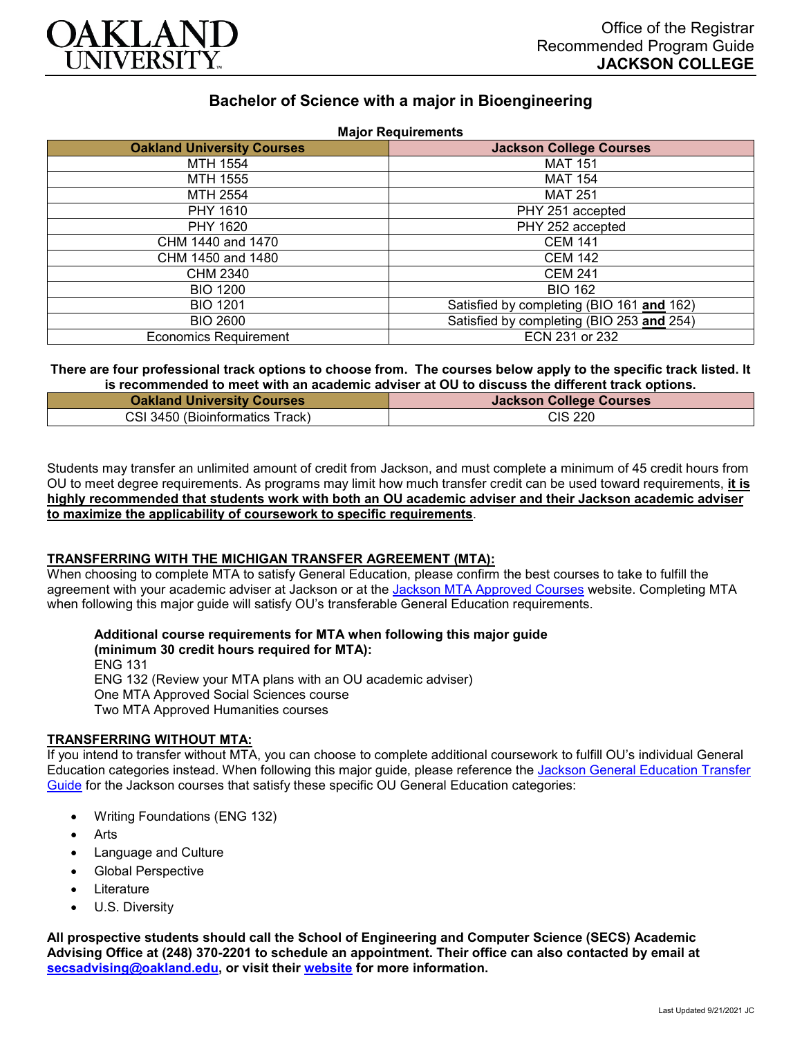Office of the Registrar
Recommended Program Guide
**JACKSON COLLEGE**

# Bachelor of Science with a major in Bioengineering

**Major Requirements**

| Oakland University Courses | Jackson College Courses |
|---|---|
| MTH 1554 | MAT 151 |
| MTH 1555 | MAT 154 |
| MTH 2554 | MAT 251 |
| PHY 1610 | PHY 251 accepted |
| PHY 1620 | PHY 252 accepted |
| CHM 1440 and 1470 | CEM 141 |
| CHM 1450 and 1480 | CEM 142 |
| CHM 2340 | CEM 241 |
| BIO 1200 | BIO 162 |
| BIO 1201 | Satisfied by completing (BIO 161 **and** 162) |
| BIO 2600 | Satisfied by completing (BIO 253 **and** 254) |
| Economics Requirement | ECN 231 or 232 |

**There are four professional track options to choose from. The courses below apply to the specific track listed. It is recommended to meet with an academic adviser at OU to discuss the different track options.**

| Oakland University Courses | Jackson College Courses |
|---|---|
| CSI 3450 (Bioinformatics Track) | CIS 220 |

Students may transfer an unlimited amount of credit from Jackson, and must complete a minimum of 45 credit hours from OU to meet degree requirements. As programs may limit how much transfer credit can be used toward requirements, **it is highly recommended that students work with both an OU academic adviser and their Jackson academic adviser to maximize the applicability of coursework to specific requirements**.

## TRANSFERRING WITH THE MICHIGAN TRANSFER AGREEMENT (MTA):

When choosing to complete MTA to satisfy General Education, please confirm the best courses to take to fulfill the agreement with your academic adviser at Jackson or at the Jackson MTA Approved Courses website. Completing MTA when following this major guide will satisfy OU's transferable General Education requirements.

**Additional course requirements for MTA when following this major guide (minimum 30 credit hours required for MTA):**
ENG 131
ENG 132 (Review your MTA plans with an OU academic adviser)
One MTA Approved Social Sciences course
Two MTA Approved Humanities courses

## TRANSFERRING WITHOUT MTA:

If you intend to transfer without MTA, you can choose to complete additional coursework to fulfill OU's individual General Education categories instead. When following this major guide, please reference the Jackson General Education Transfer Guide for the Jackson courses that satisfy these specific OU General Education categories:

- Writing Foundations (ENG 132)
- Arts
- Language and Culture
- Global Perspective
- Literature
- U.S. Diversity

**All prospective students should call the School of Engineering and Computer Science (SECS) Academic Advising Office at (248) 370-2201 to schedule an appointment. Their office can also contacted by email at secsadvising@oakland.edu, or visit their website for more information.**

Last Updated 9/21/2021 JC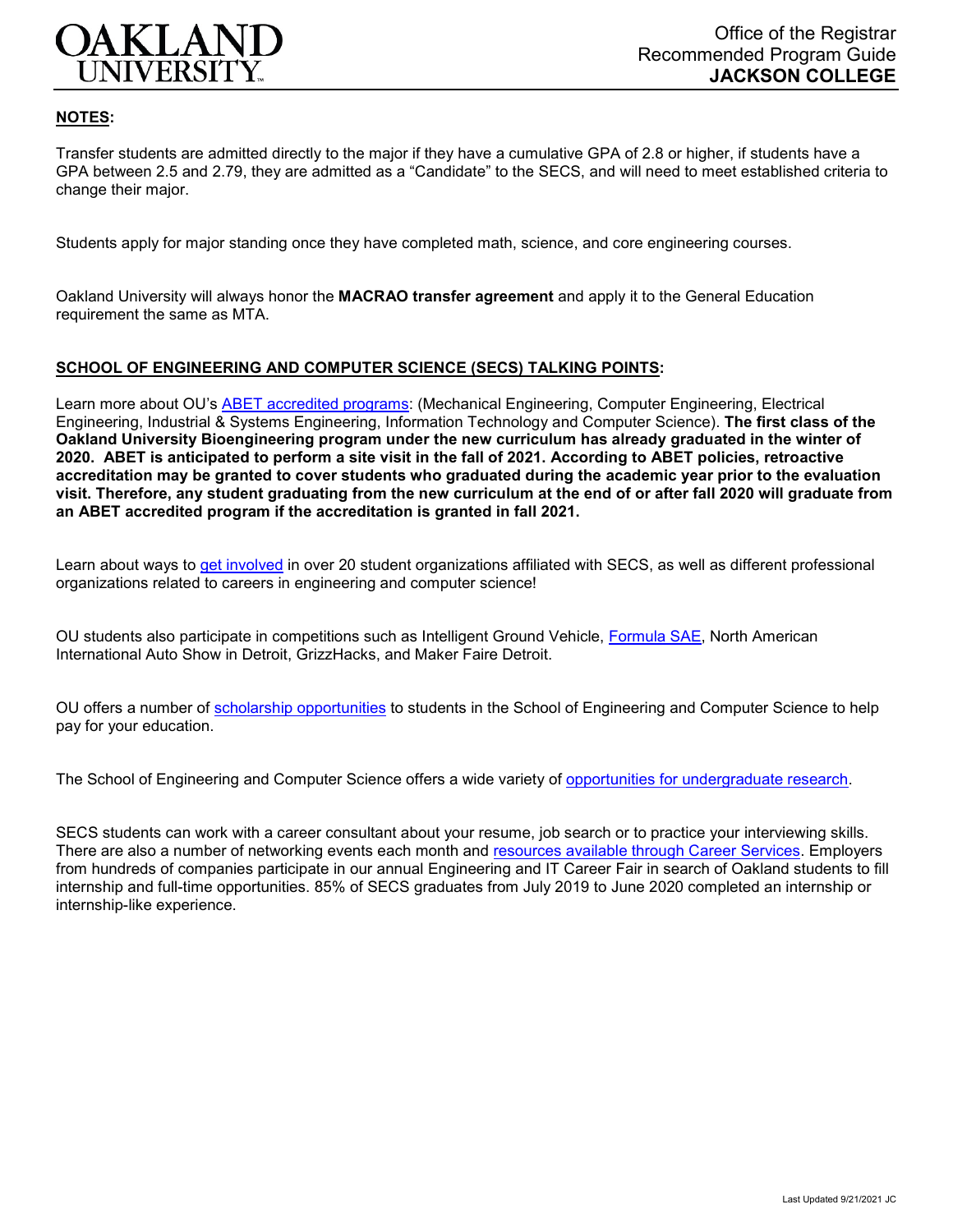## NOTES:

Transfer students are admitted directly to the major if they have a cumulative GPA of 2.8 or higher, if students have a GPA between 2.5 and 2.79, they are admitted as a "Candidate" to the SECS, and will need to meet established criteria to change their major.

Students apply for major standing once they have completed math, science, and core engineering courses.

Oakland University will always honor the **MACRAO transfer agreement** and apply it to the General Education requirement the same as MTA.

## SCHOOL OF ENGINEERING AND COMPUTER SCIENCE (SECS) TALKING POINTS:

Learn more about OU's ABET accredited programs: (Mechanical Engineering, Computer Engineering, Electrical Engineering, Industrial & Systems Engineering, Information Technology and Computer Science). **The first class of the Oakland University Bioengineering program under the new curriculum has already graduated in the winter of 2020. ABET is anticipated to perform a site visit in the fall of 2021. According to ABET policies, retroactive accreditation may be granted to cover students who graduated during the academic year prior to the evaluation visit. Therefore, any student graduating from the new curriculum at the end of or after fall 2020 will graduate from an ABET accredited program if the accreditation is granted in fall 2021.**

Learn about ways to get involved in over 20 student organizations affiliated with SECS, as well as different professional organizations related to careers in engineering and computer science!

OU students also participate in competitions such as Intelligent Ground Vehicle, Formula SAE, North American International Auto Show in Detroit, GrizzHacks, and Maker Faire Detroit.

OU offers a number of scholarship opportunities to students in the School of Engineering and Computer Science to help pay for your education.

The School of Engineering and Computer Science offers a wide variety of opportunities for undergraduate research.

SECS students can work with a career consultant about your resume, job search or to practice your interviewing skills. There are also a number of networking events each month and resources available through Career Services. Employers from hundreds of companies participate in our annual Engineering and IT Career Fair in search of Oakland students to fill internship and full-time opportunities. 85% of SECS graduates from July 2019 to June 2020 completed an internship or internship-like experience.

Last Updated 9/21/2021 JC